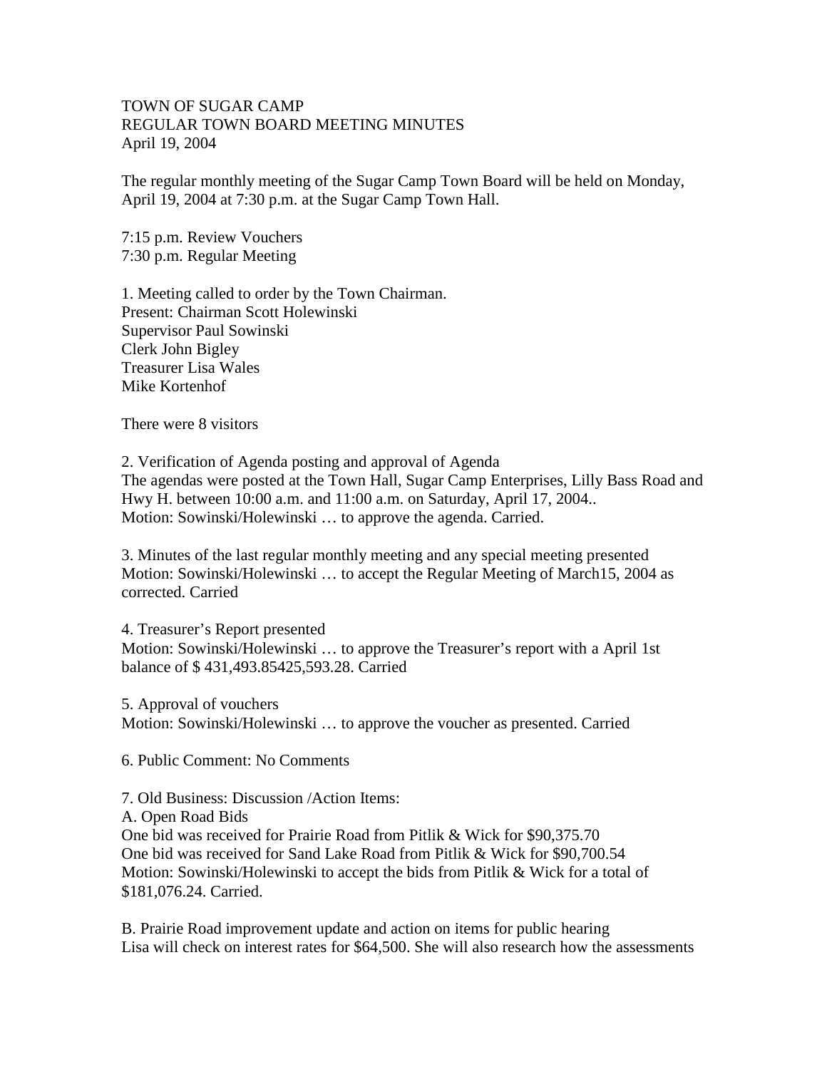TOWN OF SUGAR CAMP
REGULAR TOWN BOARD MEETING MINUTES
April 19, 2004

The regular monthly meeting of the Sugar Camp Town Board will be held on Monday, April 19, 2004 at 7:30 p.m. at the Sugar Camp Town Hall.

7:15 p.m. Review Vouchers
7:30 p.m. Regular Meeting

1. Meeting called to order by the Town Chairman.
Present: Chairman Scott Holewinski
Supervisor Paul Sowinski
Clerk John Bigley
Treasurer Lisa Wales
Mike Kortenhof

There were 8 visitors

2. Verification of Agenda posting and approval of Agenda
The agendas were posted at the Town Hall, Sugar Camp Enterprises, Lilly Bass Road and Hwy H. between 10:00 a.m. and 11:00 a.m. on Saturday, April 17, 2004..
Motion: Sowinski/Holewinski … to approve the agenda. Carried.

3. Minutes of the last regular monthly meeting and any special meeting presented
Motion: Sowinski/Holewinski … to accept the Regular Meeting of March15, 2004 as corrected. Carried

4. Treasurer's Report presented
Motion: Sowinski/Holewinski … to approve the Treasurer's report with a April 1st balance of $ 431,493.85425,593.28. Carried

5. Approval of vouchers
Motion: Sowinski/Holewinski … to approve the voucher as presented. Carried

6. Public Comment: No Comments

7. Old Business: Discussion /Action Items:
A. Open Road Bids
One bid was received for Prairie Road from Pitlik & Wick for $90,375.70
One bid was received for Sand Lake Road from Pitlik & Wick for $90,700.54
Motion: Sowinski/Holewinski to accept the bids from Pitlik & Wick for a total of $181,076.24. Carried.

B. Prairie Road improvement update and action on items for public hearing
Lisa will check on interest rates for $64,500. She will also research how the assessments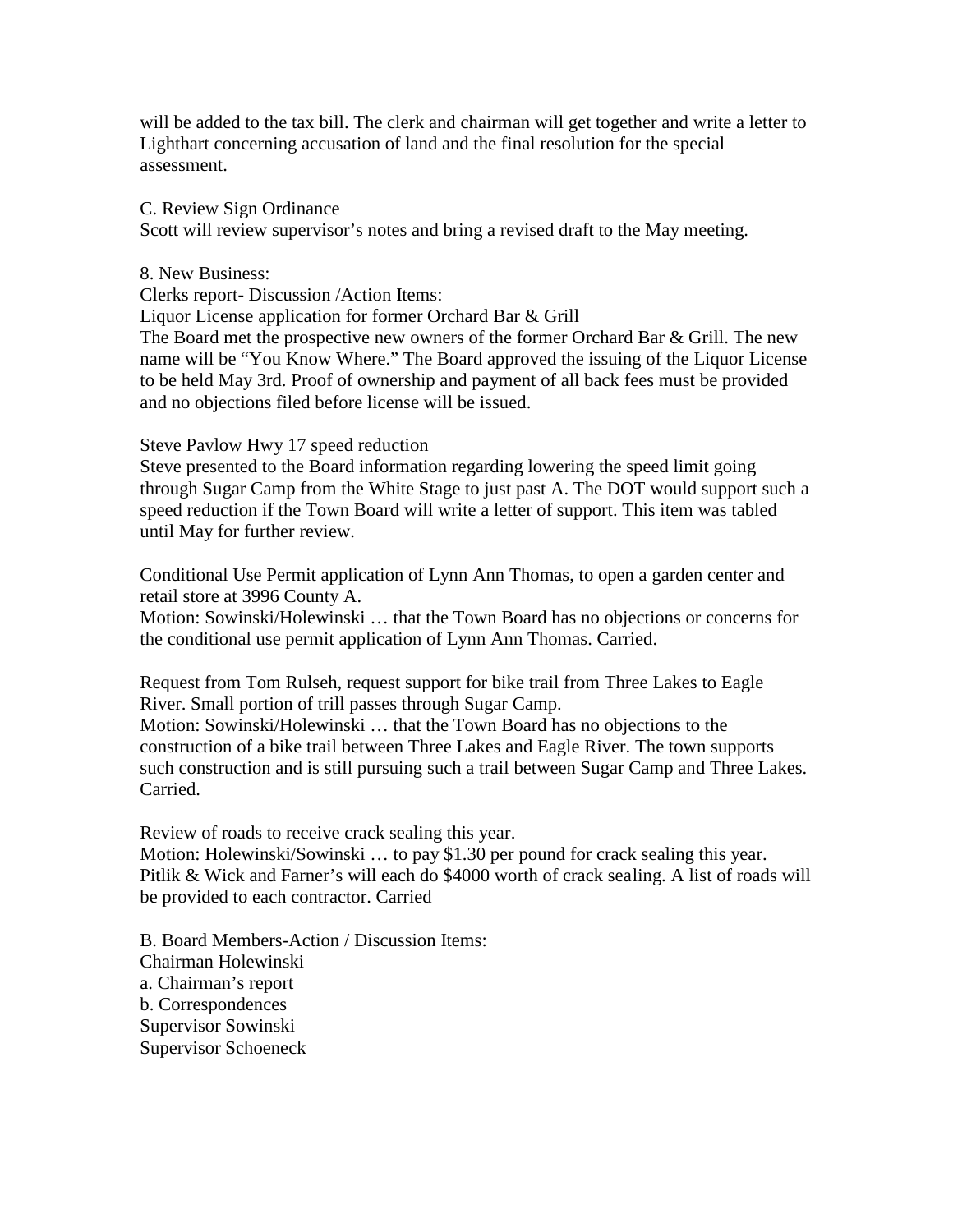will be added to the tax bill. The clerk and chairman will get together and write a letter to Lighthart concerning accusation of land and the final resolution for the special assessment.

C. Review Sign Ordinance
Scott will review supervisor's notes and bring a revised draft to the May meeting.

8. New Business:
Clerks report- Discussion /Action Items:
Liquor License application for former Orchard Bar & Grill
The Board met the prospective new owners of the former Orchard Bar & Grill. The new name will be "You Know Where." The Board approved the issuing of the Liquor License to be held May 3rd. Proof of ownership and payment of all back fees must be provided and no objections filed before license will be issued.

Steve Pavlow Hwy 17 speed reduction
Steve presented to the Board information regarding lowering the speed limit going through Sugar Camp from the White Stage to just past A. The DOT would support such a speed reduction if the Town Board will write a letter of support. This item was tabled until May for further review.

Conditional Use Permit application of Lynn Ann Thomas, to open a garden center and retail store at 3996 County A.
Motion: Sowinski/Holewinski … that the Town Board has no objections or concerns for the conditional use permit application of Lynn Ann Thomas. Carried.

Request from Tom Rulseh, request support for bike trail from Three Lakes to Eagle River. Small portion of trill passes through Sugar Camp.
Motion: Sowinski/Holewinski … that the Town Board has no objections to the construction of a bike trail between Three Lakes and Eagle River. The town supports such construction and is still pursuing such a trail between Sugar Camp and Three Lakes. Carried.

Review of roads to receive crack sealing this year.
Motion: Holewinski/Sowinski … to pay $1.30 per pound for crack sealing this year. Pitlik & Wick and Farner's will each do $4000 worth of crack sealing. A list of roads will be provided to each contractor. Carried

B. Board Members-Action / Discussion Items:
Chairman Holewinski
a. Chairman's report
b. Correspondences
Supervisor Sowinski
Supervisor Schoeneck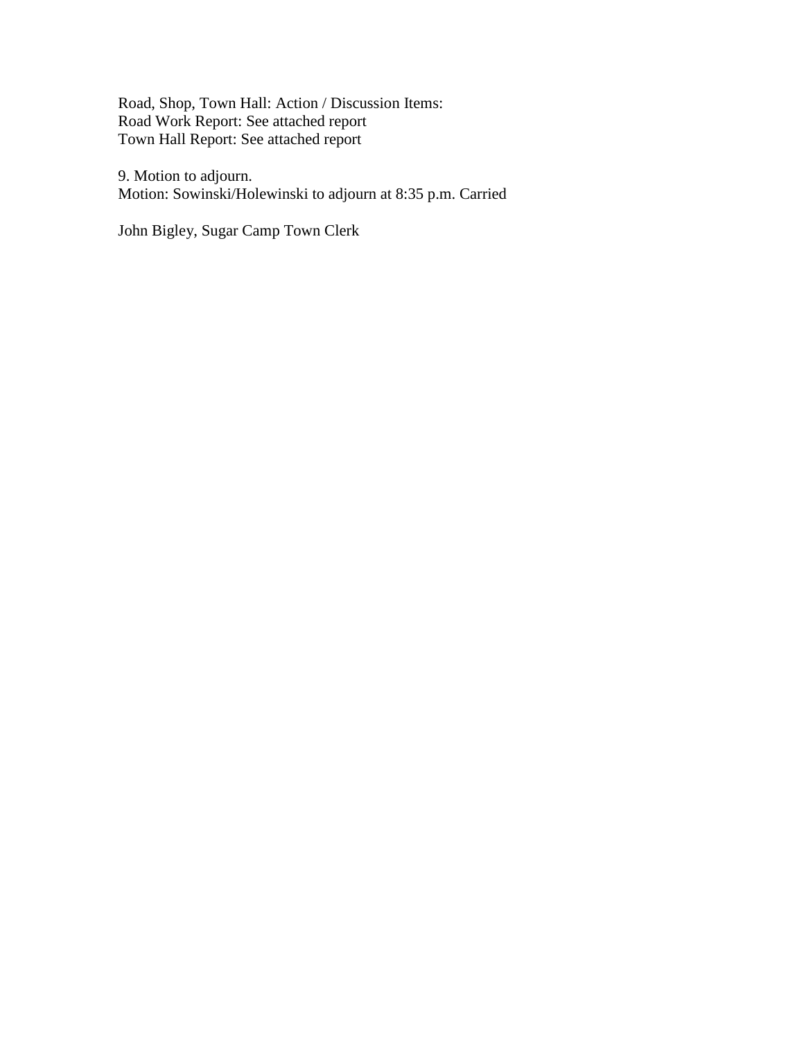Road, Shop, Town Hall: Action / Discussion Items:
Road Work Report: See attached report
Town Hall Report: See attached report

9. Motion to adjourn.
Motion: Sowinski/Holewinski to adjourn at 8:35 p.m. Carried

John Bigley, Sugar Camp Town Clerk